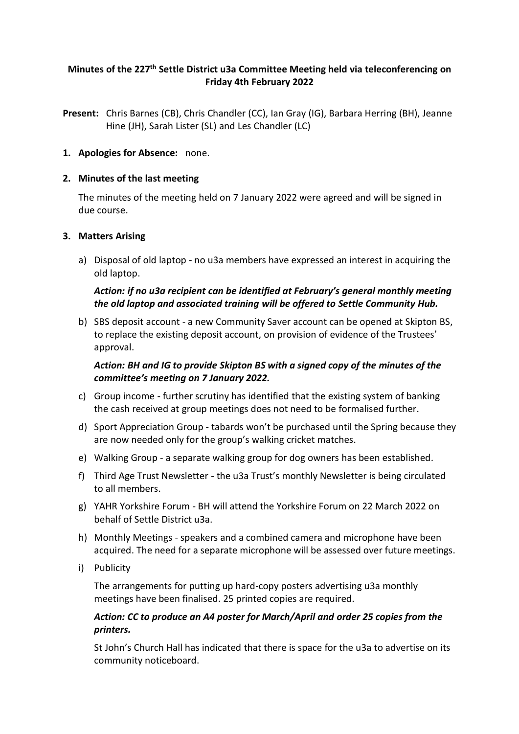**Minutes of the 227th Settle District u3a Committee Meeting held via teleconferencing on Friday 4th February 2022**

**Present:** Chris Barnes (CB), Chris Chandler (CC), Ian Gray (IG), Barbara Herring (BH), Jeanne Hine (JH), Sarah Lister (SL) and Les Chandler (LC)

1. **Apologies for Absence:** none.

2. **Minutes of the last meeting**

   The minutes of the meeting held on 7 January 2022 were agreed and will be signed in due course.

3. **Matters Arising**

   a) Disposal of old laptop - no u3a members have expressed an interest in acquiring the old laptop.

   ***Action: if no u3a recipient can be identified at February's general monthly meeting the old laptop and associated training will be offered to Settle Community Hub.***

   b) SBS deposit account - a new Community Saver account can be opened at Skipton BS, to replace the existing deposit account, on provision of evidence of the Trustees' approval.

   ***Action: BH and IG to provide Skipton BS with a signed copy of the minutes of the committee's meeting on 7 January 2022.***

   c) Group income - further scrutiny has identified that the existing system of banking the cash received at group meetings does not need to be formalised further.

   d) Sport Appreciation Group - tabards won't be purchased until the Spring because they are now needed only for the group's walking cricket matches.

   e) Walking Group - a separate walking group for dog owners has been established.

   f) Third Age Trust Newsletter - the u3a Trust's monthly Newsletter is being circulated to all members.

   g) YAHR Yorkshire Forum - BH will attend the Yorkshire Forum on 22 March 2022 on behalf of Settle District u3a.

   h) Monthly Meetings - speakers and a combined camera and microphone have been acquired. The need for a separate microphone will be assessed over future meetings.

   i) Publicity

   The arrangements for putting up hard-copy posters advertising u3a monthly meetings have been finalised. 25 printed copies are required.

   ***Action: CC to produce an A4 poster for March/April and order 25 copies from the printers.***

   St John's Church Hall has indicated that there is space for the u3a to advertise on its community noticeboard.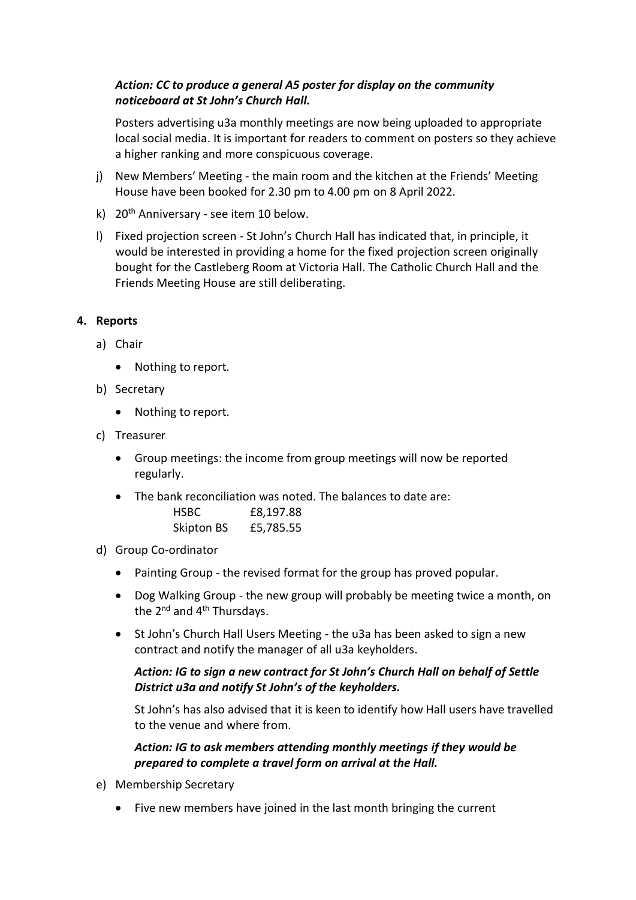*Action: CC to produce a general A5 poster for display on the community noticeboard at St John's Church Hall.*

Posters advertising u3a monthly meetings are now being uploaded to appropriate local social media. It is important for readers to comment on posters so they achieve a higher ranking and more conspicuous coverage.

j) New Members' Meeting - the main room and the kitchen at the Friends' Meeting House have been booked for 2.30 pm to 4.00 pm on 8 April 2022.

k) 20th Anniversary - see item 10 below.

l) Fixed projection screen - St John's Church Hall has indicated that, in principle, it would be interested in providing a home for the fixed projection screen originally bought for the Castleberg Room at Victoria Hall. The Catholic Church Hall and the Friends Meeting House are still deliberating.

**4. Reports**

a) Chair

- Nothing to report.

b) Secretary

- Nothing to report.

c) Treasurer

- Group meetings: the income from group meetings will now be reported regularly.
- The bank reconciliation was noted. The balances to date are:

| | |
|---|---|
| HSBC | £8,197.88 |
| Skipton BS | £5,785.55 |

d) Group Co-ordinator

- Painting Group - the revised format for the group has proved popular.
- Dog Walking Group - the new group will probably be meeting twice a month, on the 2nd and 4th Thursdays.
- St John's Church Hall Users Meeting - the u3a has been asked to sign a new contract and notify the manager of all u3a keyholders.

*Action: IG to sign a new contract for St John's Church Hall on behalf of Settle District u3a and notify St John's of the keyholders.*

St John's has also advised that it is keen to identify how Hall users have travelled to the venue and where from.

*Action: IG to ask members attending monthly meetings if they would be prepared to complete a travel form on arrival at the Hall.*

e) Membership Secretary

- Five new members have joined in the last month bringing the current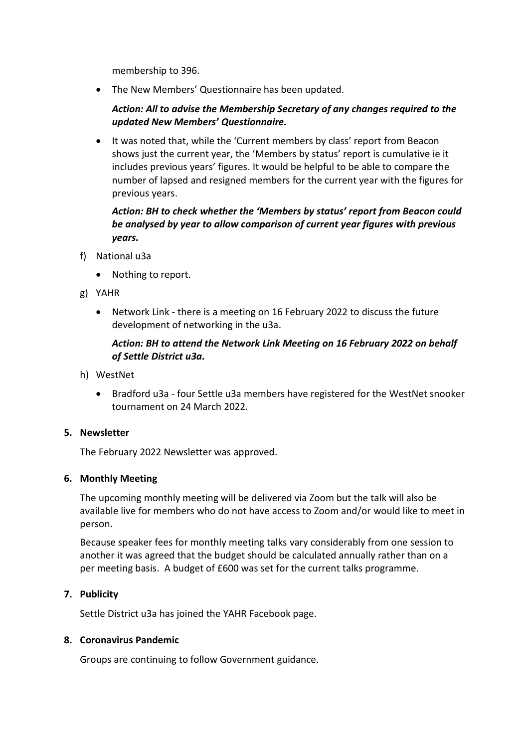membership to 396.

- The New Members' Questionnaire has been updated.

  ***Action: All to advise the Membership Secretary of any changes required to the updated New Members' Questionnaire.***

- It was noted that, while the 'Current members by class' report from Beacon shows just the current year, the 'Members by status' report is cumulative ie it includes previous years' figures. It would be helpful to be able to compare the number of lapsed and resigned members for the current year with the figures for previous years.

  ***Action: BH to check whether the 'Members by status' report from Beacon could be analysed by year to allow comparison of current year figures with previous years.***

f) National u3a

- Nothing to report.

g) YAHR

- Network Link - there is a meeting on 16 February 2022 to discuss the future development of networking in the u3a.

  ***Action: BH to attend the Network Link Meeting on 16 February 2022 on behalf of Settle District u3a.***

h) WestNet

- Bradford u3a - four Settle u3a members have registered for the WestNet snooker tournament on 24 March 2022.

**5. Newsletter**

The February 2022 Newsletter was approved.

**6. Monthly Meeting**

The upcoming monthly meeting will be delivered via Zoom but the talk will also be available live for members who do not have access to Zoom and/or would like to meet in person.

Because speaker fees for monthly meeting talks vary considerably from one session to another it was agreed that the budget should be calculated annually rather than on a per meeting basis. A budget of £600 was set for the current talks programme.

**7. Publicity**

Settle District u3a has joined the YAHR Facebook page.

**8. Coronavirus Pandemic**

Groups are continuing to follow Government guidance.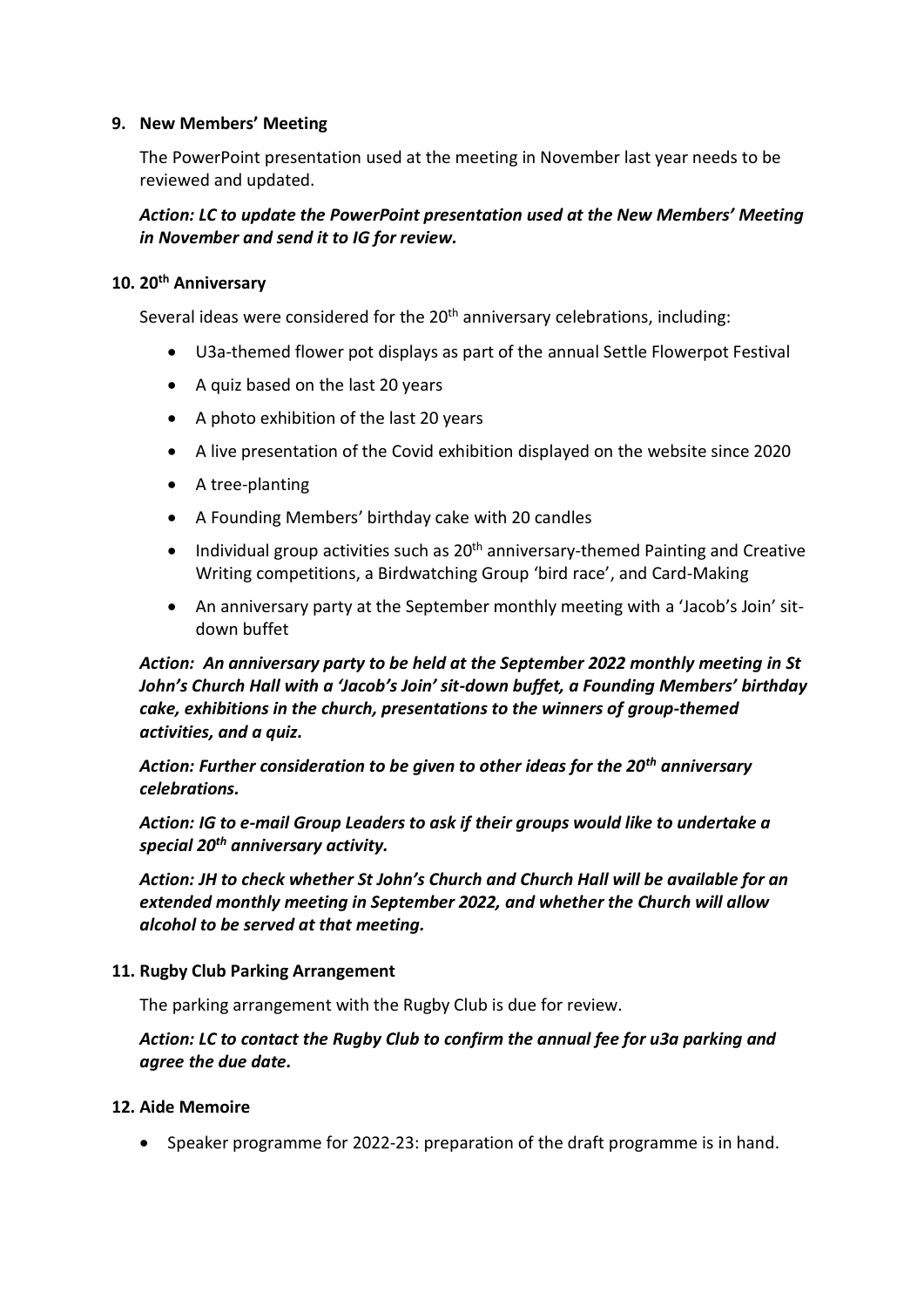**9. New Members' Meeting**

The PowerPoint presentation used at the meeting in November last year needs to be reviewed and updated.

***Action: LC to update the PowerPoint presentation used at the New Members' Meeting in November and send it to IG for review.***

**10. 20th Anniversary**

Several ideas were considered for the 20th anniversary celebrations, including:

- U3a-themed flower pot displays as part of the annual Settle Flowerpot Festival
- A quiz based on the last 20 years
- A photo exhibition of the last 20 years
- A live presentation of the Covid exhibition displayed on the website since 2020
- A tree-planting
- A Founding Members' birthday cake with 20 candles
- Individual group activities such as 20th anniversary-themed Painting and Creative Writing competitions, a Birdwatching Group 'bird race', and Card-Making
- An anniversary party at the September monthly meeting with a 'Jacob's Join' sit-down buffet

***Action: An anniversary party to be held at the September 2022 monthly meeting in St John's Church Hall with a 'Jacob's Join' sit-down buffet, a Founding Members' birthday cake, exhibitions in the church, presentations to the winners of group-themed activities, and a quiz.***

***Action: Further consideration to be given to other ideas for the 20th anniversary celebrations.***

***Action: IG to e-mail Group Leaders to ask if their groups would like to undertake a special 20th anniversary activity.***

***Action: JH to check whether St John's Church and Church Hall will be available for an extended monthly meeting in September 2022, and whether the Church will allow alcohol to be served at that meeting.***

**11. Rugby Club Parking Arrangement**

The parking arrangement with the Rugby Club is due for review.

***Action: LC to contact the Rugby Club to confirm the annual fee for u3a parking and agree the due date.***

**12. Aide Memoire**

- Speaker programme for 2022-23: preparation of the draft programme is in hand.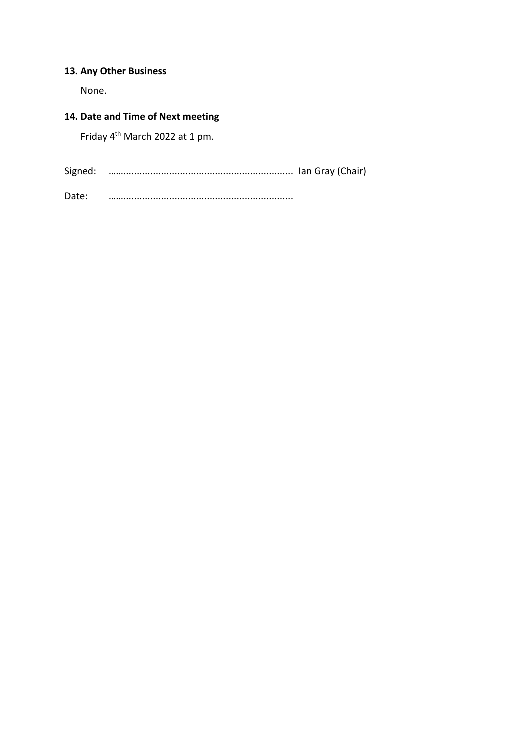**13. Any Other Business**

None.

**14. Date and Time of Next meeting**

Friday 4th March 2022 at 1 pm.

Signed: ………………………………………………………… Ian Gray (Chair)

Date: …………………………………………………………